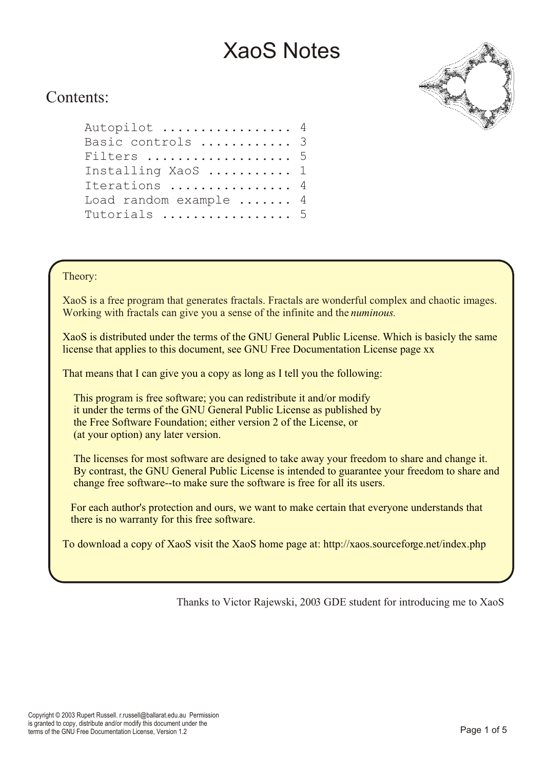# XaoS Notes

## Contents:

```
Autopilot ................. 4
Basic controls ............ 3
Filters ................... 5
Installing XaoS ........... 1
Iterations ................ 4
Load random example ....... 4
Tutorials ................. 5
```

Theory:

XaoS is a free program that generates fractals. Fractals are wonderful complex and chaotic images. Working with fractals can give you a sense of the infinite and the *numinous.*

XaoS is distributed under the terms of the GNU General Public License. Which is basicly the same license that applies to this document, see GNU Free Documentation License page xx

That means that I can give you a copy as long as I tell you the following:

> This program is free software; you can redistribute it and/or modify it under the terms of the GNU General Public License as published by the Free Software Foundation; either version 2 of the License, or (at your option) any later version.
>
> The licenses for most software are designed to take away your freedom to share and change it. By contrast, the GNU General Public License is intended to guarantee your freedom to share and change free software--to make sure the software is free for all its users.
>
> For each author's protection and ours, we want to make certain that everyone understands that there is no warranty for this free software.

To download a copy of XaoS visit the XaoS home page at: http://xaos.sourceforge.net/index.php

Thanks to Victor Rajewski, 2003 GDE student for introducing me to XaoS

Copyright © 2003 Rupert Russell. r.russell@ballarat.edu.au Permission is granted to copy, distribute and/or modify this document under the terms of the GNU Free Documentation License, Version 1.2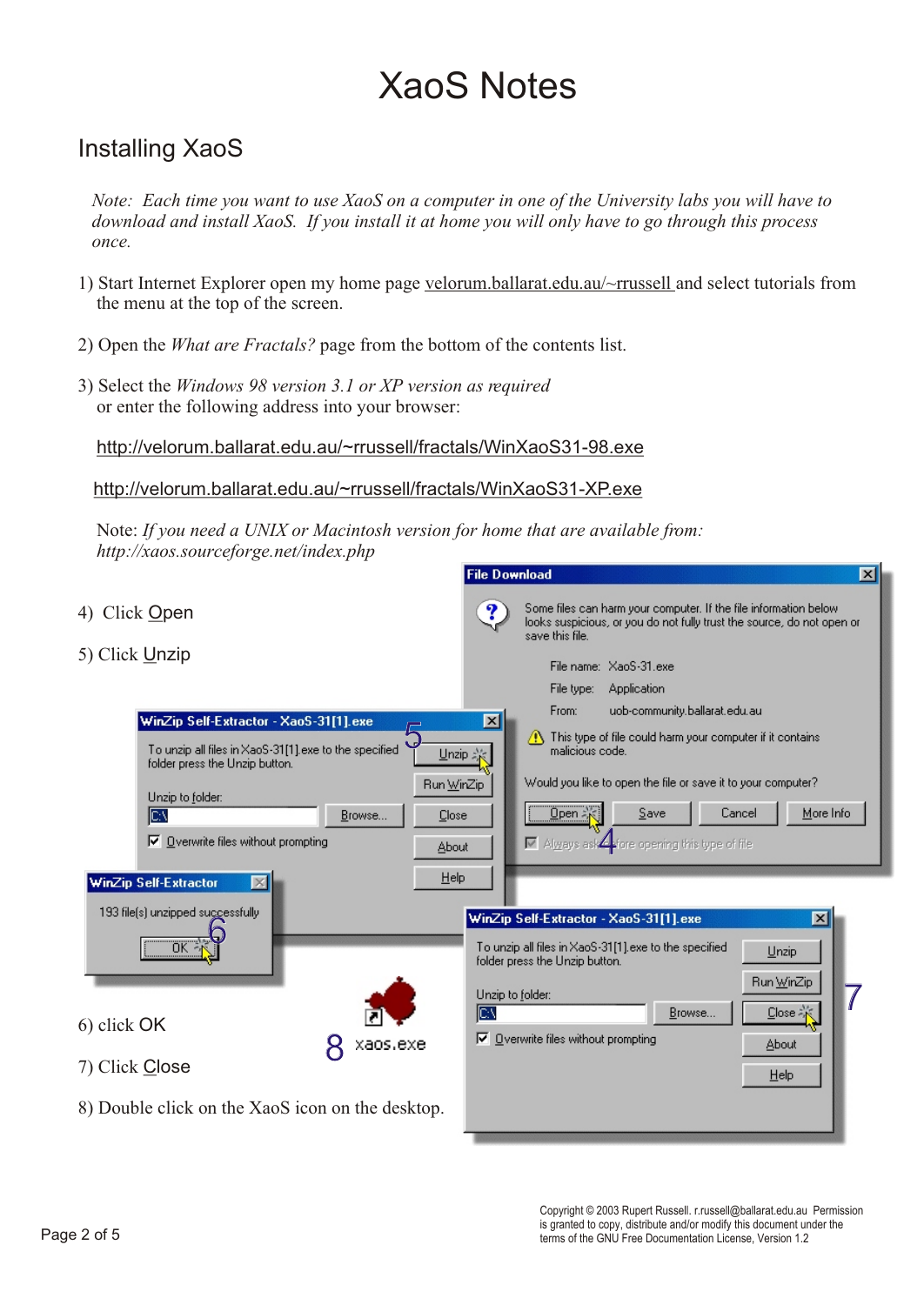# XaoS Notes

## Installing XaoS

*Note: Each time you want to use XaoS on a computer in one of the University labs you will have to download and install XaoS. If you install it at home you will only have to go through this process once.*

1) Start Internet Explorer open my home page velorum.ballarat.edu.au/~rrussell and select tutorials from the menu at the top of the screen.

2) Open the *What are Fractals?* page from the bottom of the contents list.

3) Select the *Windows 98 version 3.1 or XP version as required* or enter the following address into your browser:

http://velorum.ballarat.edu.au/~rrussell/fractals/WinXaoS31-98.exe

http://velorum.ballarat.edu.au/~rrussell/fractals/WinXaoS31-XP.exe

Note: *If you need a UNIX or Macintosh version for home that are available from: http://xaos.sourceforge.net/index.php*

4) Click Open

5) Click Unzip

6) click OK

7) Click Close

8) Double click on the XaoS icon on the desktop.

Copyright © 2003 Rupert Russell. r.russell@ballarat.edu.au Permission is granted to copy, distribute and/or modify this document under the terms of the GNU Free Documentation License, Version 1.2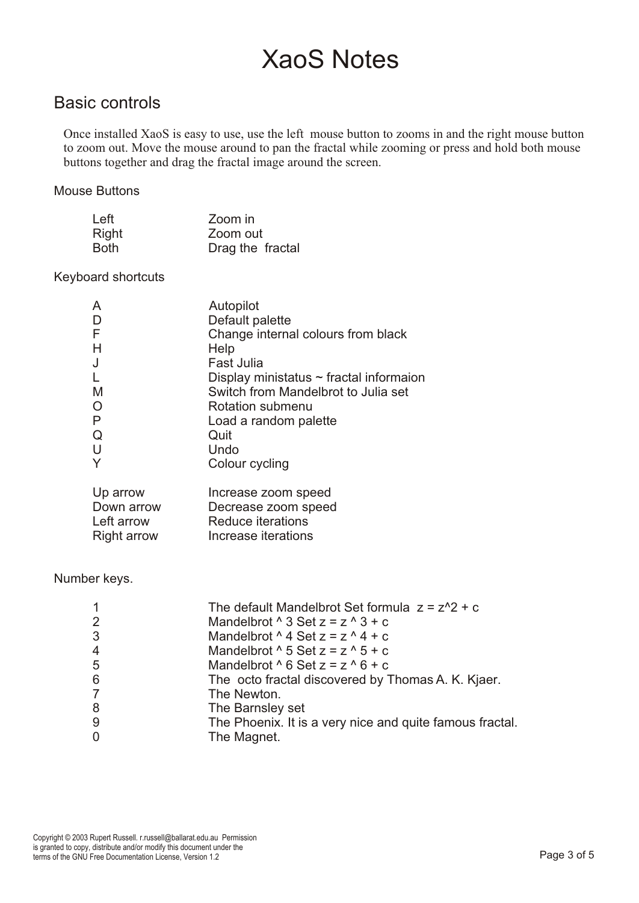# XaoS Notes

## Basic controls

Once installed XaoS is easy to use, use the left mouse button to zooms in and the right mouse button to zoom out. Move the mouse around to pan the fractal while zooming or press and hold both mouse buttons together and drag the fractal image around the screen.

### Mouse Buttons

| | |
|---|---|
| Left | Zoom in |
| Right | Zoom out |
| Both | Drag the fractal |

### Keyboard shortcuts

| | |
|---|---|
| A | Autopilot |
| D | Default palette |
| F | Change internal colours from black |
| H | Help |
| J | Fast Julia |
| L | Display ministatus ~ fractal informaion |
| M | Switch from Mandelbrot to Julia set |
| O | Rotation submenu |
| P | Load a random palette |
| Q | Quit |
| U | Undo |
| Y | Colour cycling |

| | |
|---|---|
| Up arrow | Increase zoom speed |
| Down arrow | Decrease zoom speed |
| Left arrow | Reduce iterations |
| Right arrow | Increase iterations |

### Number keys.

| | |
|---|---|
| 1 | The default Mandelbrot Set formula $z = z^2 + c$ |
| 2 | Mandelbrot ^ 3 Set $z = z^3 + c$ |
| 3 | Mandelbrot ^ 4 Set $z = z^4 + c$ |
| 4 | Mandelbrot ^ 5 Set $z = z^5 + c$ |
| 5 | Mandelbrot ^ 6 Set $z = z^6 + c$ |
| 6 | The octo fractal discovered by Thomas A. K. Kjaer. |
| 7 | The Newton. |
| 8 | The Barnsley set |
| 9 | The Phoenix. It is a very nice and quite famous fractal. |
| 0 | The Magnet. |

Copyright © 2003 Rupert Russell. r.russell@ballarat.edu.au Permission is granted to copy, distribute and/or modify this document under the terms of the GNU Free Documentation License, Version 1.2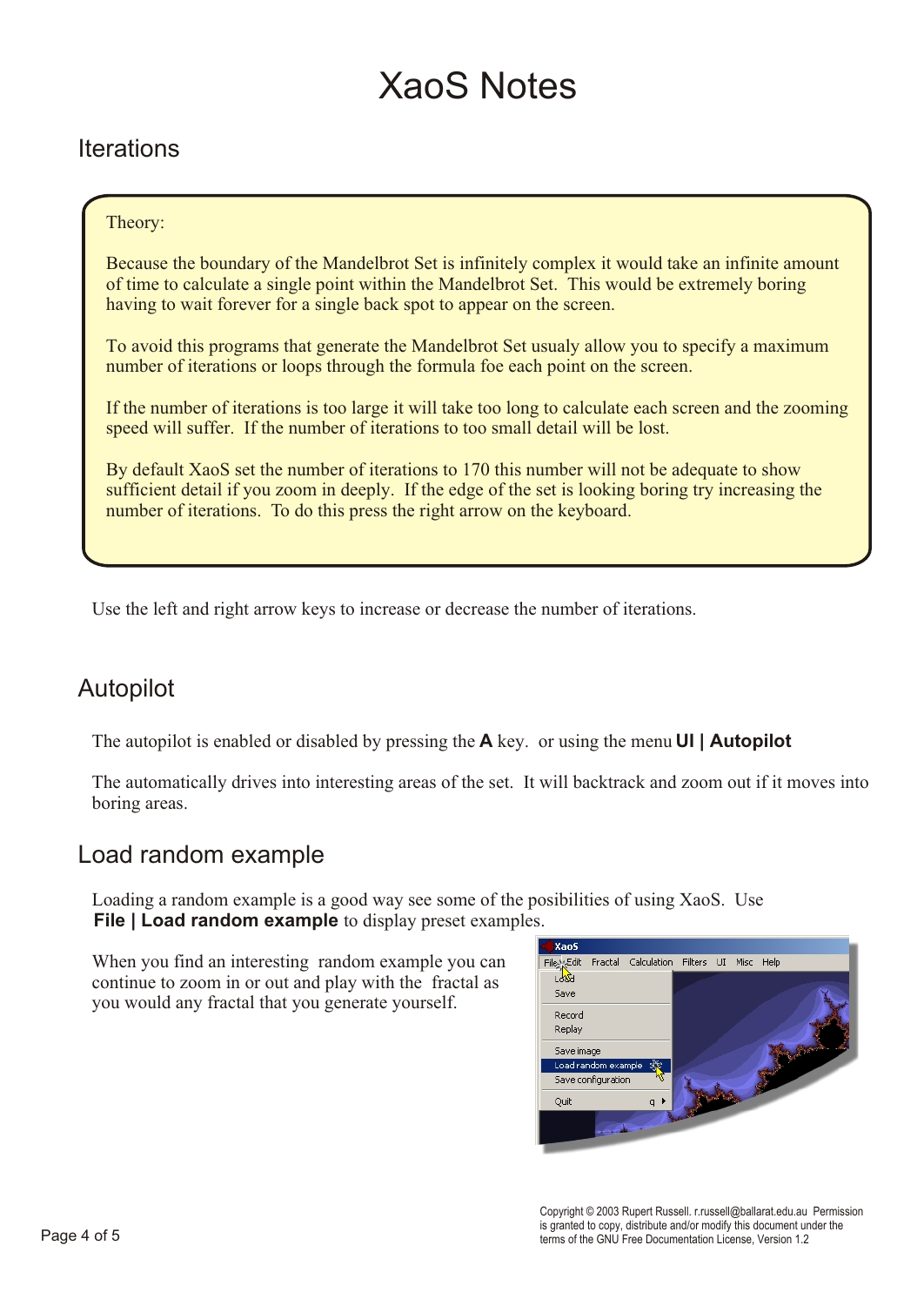# XaoS Notes

## Iterations

Theory:

Because the boundary of the Mandelbrot Set is infinitely complex it would take an infinite amount of time to calculate a single point within the Mandelbrot Set. This would be extremely boring having to wait forever for a single back spot to appear on the screen.

To avoid this programs that generate the Mandelbrot Set usualy allow you to specify a maximum number of iterations or loops through the formula foe each point on the screen.

If the number of iterations is too large it will take too long to calculate each screen and the zooming speed will suffer. If the number of iterations to too small detail will be lost.

By default XaoS set the number of iterations to 170 this number will not be adequate to show sufficient detail if you zoom in deeply. If the edge of the set is looking boring try increasing the number of iterations. To do this press the right arrow on the keyboard.

Use the left and right arrow keys to increase or decrease the number of iterations.

## Autopilot

The autopilot is enabled or disabled by pressing the **A** key. or using the menu **UI | Autopilot**

The automatically drives into interesting areas of the set. It will backtrack and zoom out if it moves into boring areas.

## Load random example

Loading a random example is a good way see some of the posibilities of using XaoS. Use **File | Load random example** to display preset examples.

When you find an interesting random example you can continue to zoom in or out and play with the fractal as you would any fractal that you generate yourself.

Copyright © 2003 Rupert Russell. r.russell@ballarat.edu.au Permission is granted to copy, distribute and/or modify this document under the terms of the GNU Free Documentation License, Version 1.2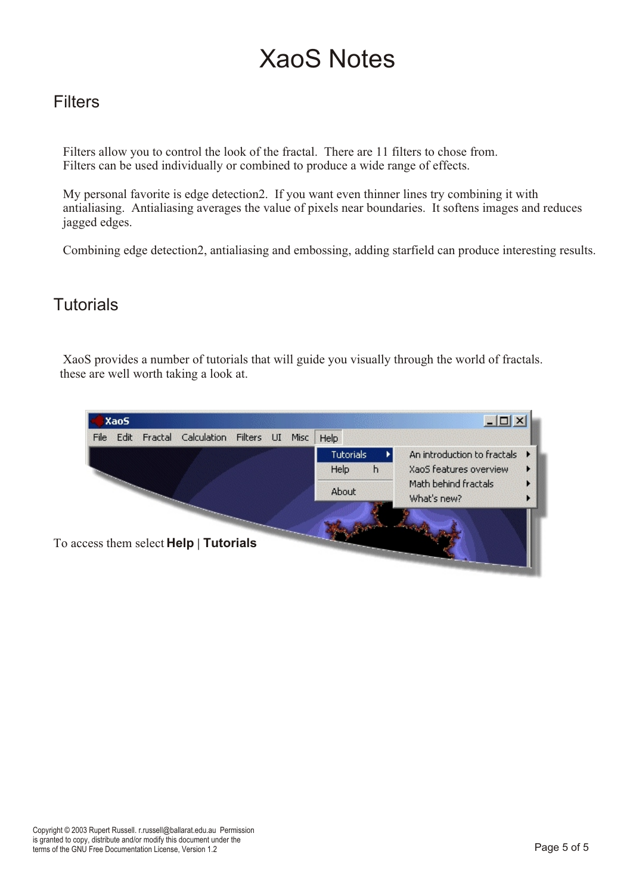# XaoS Notes

## Filters

Filters allow you to control the look of the fractal. There are 11 filters to chose from. Filters can be used individually or combined to produce a wide range of effects.

My personal favorite is edge detection2. If you want even thinner lines try combining it with antialiasing. Antialiasing averages the value of pixels near boundaries. It softens images and reduces jagged edges.

Combining edge detection2, antialiasing and embossing, adding starfield can produce interesting results.

## Tutorials

XaoS provides a number of tutorials that will guide you visually through the world of fractals. these are well worth taking a look at.

To access them select **Help** | **Tutorials**

Copyright © 2003 Rupert Russell. r.russell@ballarat.edu.au Permission is granted to copy, distribute and/or modify this document under the terms of the GNU Free Documentation License, Version 1.2